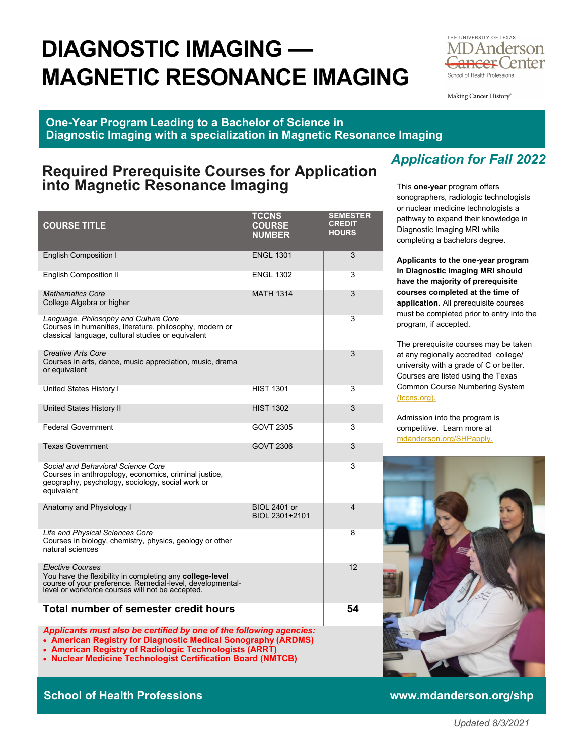# DIAGNOSTIC IMAGING — MAGNETIC RESONANCE IMAGING

THE UNIVERSITY OF TEXAS MD Anderson Cancer Center
School of Health Professions

Making Cancer History®

**One-Year Program Leading to a Bachelor of Science in Diagnostic Imaging with a specialization in Magnetic Resonance Imaging**

## Required Prerequisite Courses for Application into Magnetic Resonance Imaging

| COURSE TITLE | TCCNS COURSE NUMBER | SEMESTER CREDIT HOURS |
|---|---|---|
| English Composition I | ENGL 1301 | 3 |
| English Composition II | ENGL 1302 | 3 |
| *Mathematics Core*<br>College Algebra or higher | MATH 1314 | 3 |
| *Language, Philosophy and Culture Core*<br>Courses in humanities, literature, philosophy, modern or classical language, cultural studies or equivalent | | 3 |
| *Creative Arts Core*<br>Courses in arts, dance, music appreciation, music, drama or equivalent | | 3 |
| United States History I | HIST 1301 | 3 |
| United States History II | HIST 1302 | 3 |
| Federal Government | GOVT 2305 | 3 |
| Texas Government | GOVT 2306 | 3 |
| *Social and Behavioral Science Core*<br>Courses in anthropology, economics, criminal justice, geography, psychology, sociology, social work or equivalent | | 3 |
| Anatomy and Physiology I | BIOL 2401 or BIOL 2301+2101 | 4 |
| *Life and Physical Sciences Core*<br>Courses in biology, chemistry, physics, geology or other natural sciences | | 8 |
| *Elective Courses*<br>You have the flexibility in completing any **college-level** course of your preference. Remedial-level, developmental-level or workforce courses will not be accepted. | | 12 |
| **Total number of semester credit hours** | | **54** |

***Applicants must also be certified by one of the following agencies:***

- **American Registry for Diagnostic Medical Sonography (ARDMS)**
- **American Registry of Radiologic Technologists (ARRT)**
- **Nuclear Medicine Technologist Certification Board (NMTCB)**

## *Application for Fall 2022*

This **one-year** program offers sonographers, radiologic technologists or nuclear medicine technologists a pathway to expand their knowledge in Diagnostic Imaging MRI while completing a bachelors degree.

**Applicants to the one-year program in Diagnostic Imaging MRI should have the majority of prerequisite courses completed at the time of application.** All prerequisite courses must be completed prior to entry into the program, if accepted.

The prerequisite courses may be taken at any regionally accredited college/university with a grade of C or better. Courses are listed using the Texas Common Course Numbering System (tccns.org).

Admission into the program is competitive. Learn more at mdanderson.org/SHPapply.

**School of Health Professions** **www.mdanderson.org/shp**

*Updated 8/3/2021*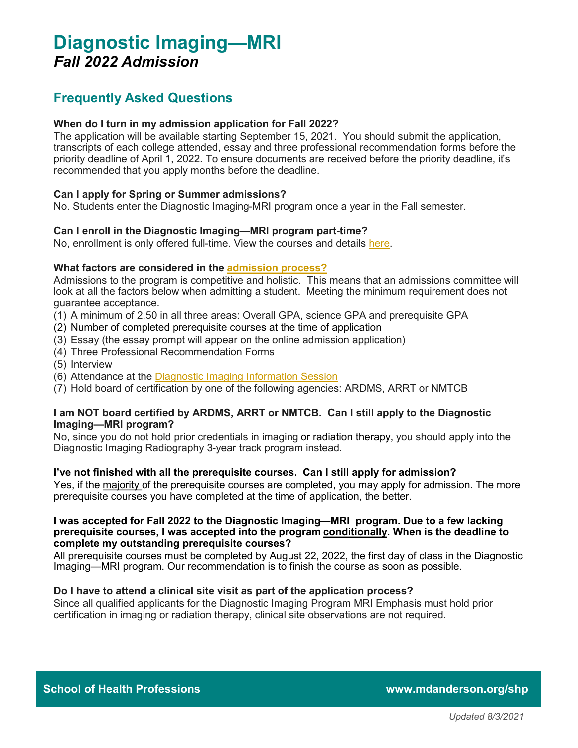# Diagnostic Imaging—MRI

## *Fall 2022 Admission*

## Frequently Asked Questions

**When do I turn in my admission application for Fall 2022?**
The application will be available starting September 15, 2021. You should submit the application, transcripts of each college attended, essay and three professional recommendation forms before the priority deadline of April 1, 2022. To ensure documents are received before the priority deadline, it's recommended that you apply months before the deadline.

**Can I apply for Spring or Summer admissions?**
No. Students enter the Diagnostic Imaging-MRI program once a year in the Fall semester.

**Can I enroll in the Diagnostic Imaging—MRI program part-time?**
No, enrollment is only offered full-time. View the courses and details here.

**What factors are considered in the admission process?**
Admissions to the program is competitive and holistic. This means that an admissions committee will look at all the factors below when admitting a student. Meeting the minimum requirement does not guarantee acceptance.

(1) A minimum of 2.50 in all three areas: Overall GPA, science GPA and prerequisite GPA
(2) Number of completed prerequisite courses at the time of application
(3) Essay (the essay prompt will appear on the online admission application)
(4) Three Professional Recommendation Forms
(5) Interview
(6) Attendance at the Diagnostic Imaging Information Session
(7) Hold board of certification by one of the following agencies: ARDMS, ARRT or NMTCB

**I am NOT board certified by ARDMS, ARRT or NMTCB. Can I still apply to the Diagnostic Imaging—MRI program?**
No, since you do not hold prior credentials in imaging or radiation therapy, you should apply into the Diagnostic Imaging Radiography 3-year track program instead.

**I've not finished with all the prerequisite courses. Can I still apply for admission?**
Yes, if the majority of the prerequisite courses are completed, you may apply for admission. The more prerequisite courses you have completed at the time of application, the better.

**I was accepted for Fall 2022 to the Diagnostic Imaging—MRI program. Due to a few lacking prerequisite courses, I was accepted into the program conditionally. When is the deadline to complete my outstanding prerequisite courses?**
All prerequisite courses must be completed by August 22, 2022, the first day of class in the Diagnostic Imaging—MRI program. Our recommendation is to finish the course as soon as possible.

**Do I have to attend a clinical site visit as part of the application process?**
Since all qualified applicants for the Diagnostic Imaging Program MRI Emphasis must hold prior certification in imaging or radiation therapy, clinical site observations are not required.

School of Health Professions www.mdanderson.org/shp

*Updated 8/3/2021*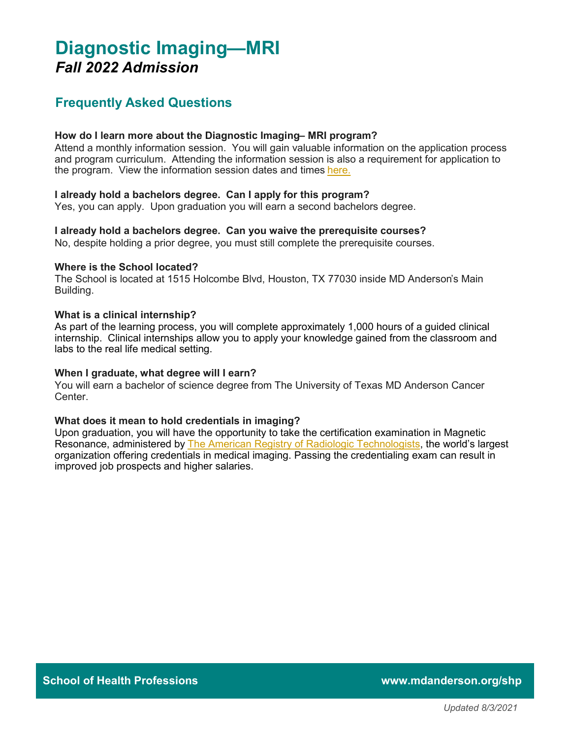# Diagnostic Imaging—MRI

## *Fall 2022 Admission*

## Frequently Asked Questions

**How do I learn more about the Diagnostic Imaging– MRI program?**
Attend a monthly information session. You will gain valuable information on the application process and program curriculum. Attending the information session is also a requirement for application to the program. View the information session dates and times here.

**I already hold a bachelors degree. Can I apply for this program?**
Yes, you can apply. Upon graduation you will earn a second bachelors degree.

**I already hold a bachelors degree. Can you waive the prerequisite courses?**
No, despite holding a prior degree, you must still complete the prerequisite courses.

**Where is the School located?**
The School is located at 1515 Holcombe Blvd, Houston, TX 77030 inside MD Anderson's Main Building.

**What is a clinical internship?**
As part of the learning process, you will complete approximately 1,000 hours of a guided clinical internship. Clinical internships allow you to apply your knowledge gained from the classroom and labs to the real life medical setting.

**When I graduate, what degree will I earn?**
You will earn a bachelor of science degree from The University of Texas MD Anderson Cancer Center.

**What does it mean to hold credentials in imaging?**
Upon graduation, you will have the opportunity to take the certification examination in Magnetic Resonance, administered by The American Registry of Radiologic Technologists, the world's largest organization offering credentials in medical imaging. Passing the credentialing exam can result in improved job prospects and higher salaries.

School of Health Professions www.mdanderson.org/shp

*Updated 8/3/2021*